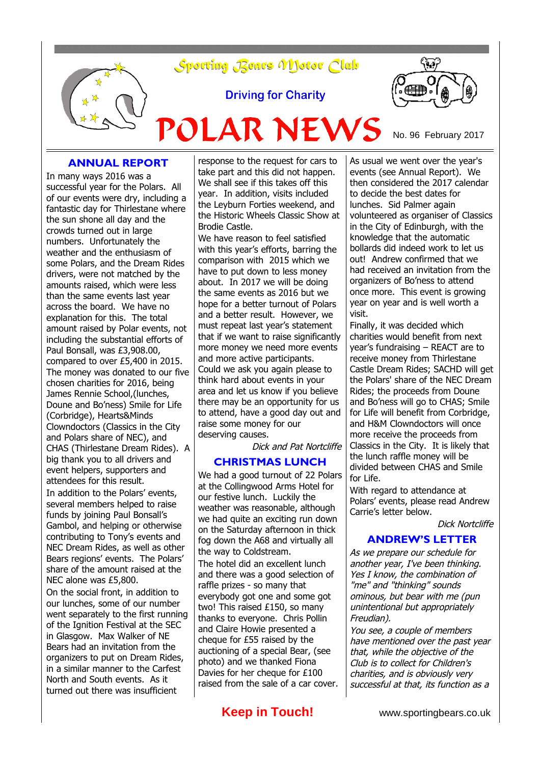# Sporting Bears Motor Club

Driving for Charity

# POLAR NEWS

No. 96 February 2017

## ANNUAL REPORT

In many ways 2016 was a successful year for the Polars. All of our events were dry, including a fantastic day for Thirlestane where the sun shone all day and the crowds turned out in large numbers. Unfortunately the weather and the enthusiasm of some Polars, and the Dream Rides drivers, were not matched by the amounts raised, which were less than the same events last year across the board. We have no explanation for this. The total amount raised by Polar events, not including the substantial efforts of Paul Bonsall, was £3,908.00, compared to over £5,400 in 2015. The money was donated to our five chosen charities for 2016, being James Rennie School,(lunches, Doune and Bo'ness) Smile for Life (Corbridge), Hearts&Minds Clowndoctors (Classics in the City and Polars share of NEC), and CHAS (Thirlestane Dream Rides). A big thank you to all drivers and event helpers, supporters and attendees for this result.

In addition to the Polars' events, several members helped to raise funds by joining Paul Bonsall's Gambol, and helping or otherwise contributing to Tony's events and NEC Dream Rides, as well as other Bears regions' events. The Polars' share of the amount raised at the NEC alone was £5,800.

On the social front, in addition to our lunches, some of our number went separately to the first running of the Ignition Festival at the SEC in Glasgow. Max Walker of NE Bears had an invitation from the organizers to put on Dream Rides, in a similar manner to the Carfest North and South events. As it turned out there was insufficient response to the request for cars to take part and this did not happen. We shall see if this takes off this year. In addition, visits included the Leyburn Forties weekend, and the Historic Wheels Classic Show at Brodie Castle.

We have reason to feel satisfied with this year's efforts, barring the comparison with 2015 which we have to put down to less money about. In 2017 we will be doing the same events as 2016 but we hope for a better turnout of Polars and a better result. However, we must repeat last year's statement that if we want to raise significantly more money we need more events and more active participants. Could we ask you again please to think hard about events in your area and let us know if you believe there may be an opportunity for us to attend, have a good day out and raise some money for our deserving causes.

*Dick and Pat Nortcliffe*

## CHRISTMAS LUNCH

We had a good turnout of 22 Polars at the Collingwood Arms Hotel for our festive lunch. Luckily the weather was reasonable, although we had quite an exciting run down on the Saturday afternoon in thick fog down the A68 and virtually all the way to Coldstream.

The hotel did an excellent lunch and there was a good selection of raffle prizes - so many that everybody got one and some got two! This raised £150, so many thanks to everyone. Chris Pollin and Claire Howie presented a cheque for £55 raised by the auctioning of a special Bear, (see photo) and we thanked Fiona Davies for her cheque for £100 raised from the sale of a car cover.

As usual we went over the year's events (see Annual Report). We then considered the 2017 calendar to decide the best dates for lunches. Sid Palmer again volunteered as organiser of Classics in the City of Edinburgh, with the knowledge that the automatic bollards did indeed work to let us out! Andrew confirmed that we had received an invitation from the organizers of Bo'ness to attend once more. This event is growing year on year and is well worth a visit.

Finally, it was decided which charities would benefit from next year's fundraising – REACT are to receive money from Thirlestane Castle Dream Rides; SACHD will get the Polars' share of the NEC Dream Rides; the proceeds from Doune and Bo'ness will go to CHAS; Smile for Life will benefit from Corbridge, and H&M Clowndoctors will once more receive the proceeds from Classics in the City. It is likely that the lunch raffle money will be divided between CHAS and Smile for Life.

With regard to attendance at Polars' events, please read Andrew Carrie's letter below.

*Dick Nortcliffe*

## ANDREW'S LETTER

*As we prepare our schedule for another year, I've been thinking. Yes I know, the combination of "me" and "thinking" sounds ominous, but bear with me (pun unintentional but appropriately Freudian).*

*You see, a couple of members have mentioned over the past year that, while the objective of the Club is to collect for Children's charities, and is obviously very successful at that, its function as a*

**Keep in Touch!** www.sportingbears.co.uk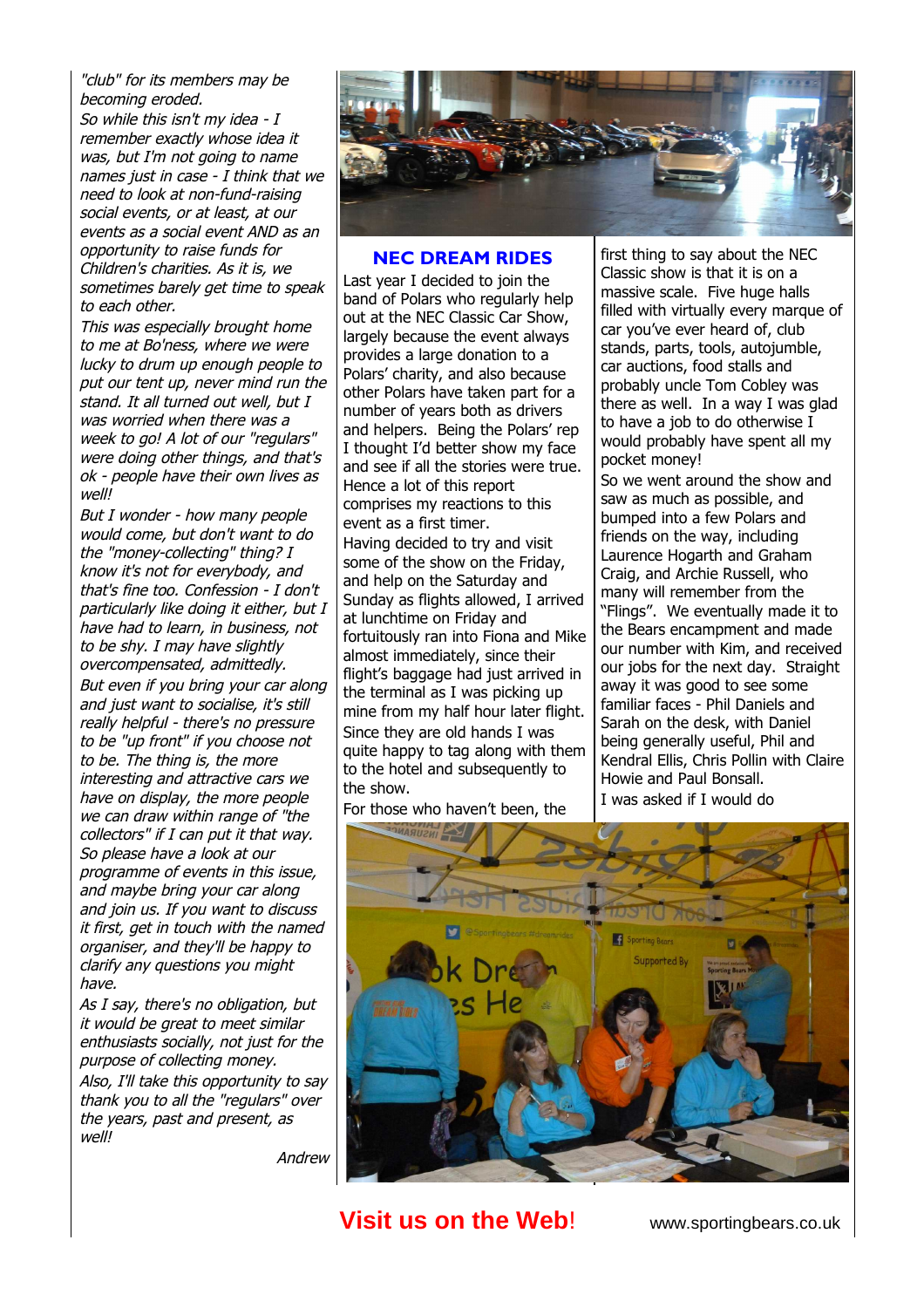*"club" for its members may be becoming eroded.*

*So while this isn't my idea - I remember exactly whose idea it was, but I'm not going to name names just in case - I think that we need to look at non-fund-raising social events, or at least, at our events as a social event AND as an opportunity to raise funds for Children's charities. As it is, we sometimes barely get time to speak to each other.*

*This was especially brought home to me at Bo'ness, where we were lucky to drum up enough people to put our tent up, never mind run the stand. It all turned out well, but I was worried when there was a week to go! A lot of our "regulars" were doing other things, and that's ok - people have their own lives as well!*

*But I wonder - how many people would come, but don't want to do the "money-collecting" thing? I know it's not for everybody, and that's fine too. Confession - I don't particularly like doing it either, but I have had to learn, in business, not to be shy. I may have slightly overcompensated, admittedly.*

*But even if you bring your car along and just want to socialise, it's still really helpful - there's no pressure to be "up front" if you choose not to be. The thing is, the more interesting and attractive cars we have on display, the more people we can draw within range of "the collectors" if I can put it that way. So please have a look at our programme of events in this issue, and maybe bring your car along and join us. If you want to discuss it first, get in touch with the named organiser, and they'll be happy to clarify any questions you might have.*

*As I say, there's no obligation, but it would be great to meet similar enthusiasts socially, not just for the purpose of collecting money.*

*Also, I'll take this opportunity to say thank you to all the "regulars" over the years, past and present, as well!*

*Andrew*

## NEC DREAM RIDES

Last year I decided to join the band of Polars who regularly help out at the NEC Classic Car Show, largely because the event always provides a large donation to a Polars' charity, and also because other Polars have taken part for a number of years both as drivers and helpers. Being the Polars' rep I thought I'd better show my face and see if all the stories were true. Hence a lot of this report comprises my reactions to this event as a first timer.

Having decided to try and visit some of the show on the Friday, and help on the Saturday and Sunday as flights allowed, I arrived at lunchtime on Friday and fortuitously ran into Fiona and Mike almost immediately, since their flight's baggage had just arrived in the terminal as I was picking up mine from my half hour later flight. Since they are old hands I was quite happy to tag along with them to the hotel and subsequently to the show.

For those who haven't been, the first thing to say about the NEC Classic show is that it is on a massive scale. Five huge halls filled with virtually every marque of car you've ever heard of, club stands, parts, tools, autojumble, car auctions, food stalls and probably uncle Tom Cobley was there as well. In a way I was glad to have a job to do otherwise I would probably have spent all my pocket money!

So we went around the show and saw as much as possible, and bumped into a few Polars and friends on the way, including Laurence Hogarth and Graham Craig, and Archie Russell, who many will remember from the "Flings". We eventually made it to the Bears encampment and made our number with Kim, and received our jobs for the next day. Straight away it was good to see some familiar faces - Phil Daniels and Sarah on the desk, with Daniel being generally useful, Phil and Kendral Ellis, Chris Pollin with Claire Howie and Paul Bonsall.

I was asked if I would do

**Visit us on the Web!** www.sportingbears.co.uk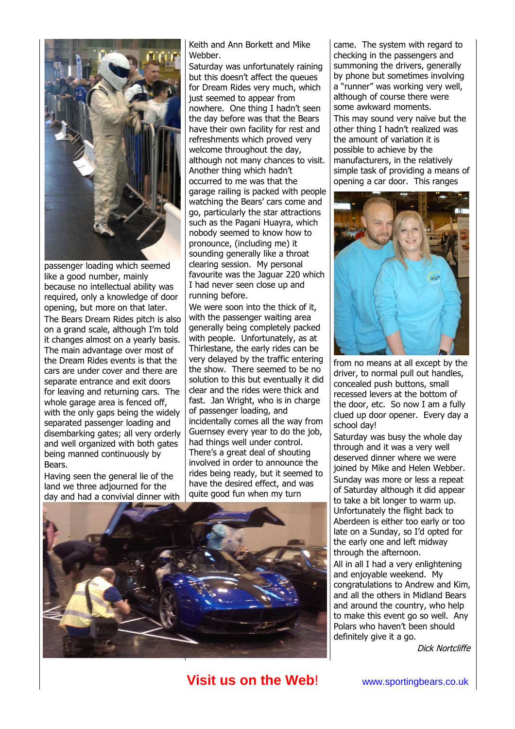passenger loading which seemed like a good number, mainly because no intellectual ability was required, only a knowledge of door opening, but more on that later.

The Bears Dream Rides pitch is also on a grand scale, although I'm told it changes almost on a yearly basis. The main advantage over most of the Dream Rides events is that the cars are under cover and there are separate entrance and exit doors for leaving and returning cars. The whole garage area is fenced off, with the only gaps being the widely separated passenger loading and disembarking gates; all very orderly and well organized with both gates being manned continuously by Bears.

Having seen the general lie of the land we three adjourned for the day and had a convivial dinner with Keith and Ann Borkett and Mike Webber.

Saturday was unfortunately raining but this doesn't affect the queues for Dream Rides very much, which just seemed to appear from nowhere. One thing I hadn't seen the day before was that the Bears have their own facility for rest and refreshments which proved very welcome throughout the day, although not many chances to visit. Another thing which hadn't occurred to me was that the garage railing is packed with people watching the Bears' cars come and go, particularly the star attractions such as the Pagani Huayra, which nobody seemed to know how to pronounce, (including me) it sounding generally like a throat clearing session. My personal favourite was the Jaguar 220 which I had never seen close up and running before.

We were soon into the thick of it, with the passenger waiting area generally being completely packed with people. Unfortunately, as at Thirlestane, the early rides can be very delayed by the traffic entering the show. There seemed to be no solution to this but eventually it did clear and the rides were thick and fast. Jan Wright, who is in charge of passenger loading, and incidentally comes all the way from Guernsey every year to do the job, had things well under control. There's a great deal of shouting involved in order to announce the rides being ready, but it seemed to have the desired effect, and was quite good fun when my turn came. The system with regard to checking in the passengers and summoning the drivers, generally by phone but sometimes involving a "runner" was working very well, although of course there were some awkward moments.

This may sound very naïve but the other thing I hadn't realized was the amount of variation it is possible to achieve by the manufacturers, in the relatively simple task of providing a means of opening a car door. This ranges from no means at all except by the driver, to normal pull out handles, concealed push buttons, small recessed levers at the bottom of the door, etc. So now I am a fully clued up door opener. Every day a school day!

Saturday was busy the whole day through and it was a very well deserved dinner where we were joined by Mike and Helen Webber.

Sunday was more or less a repeat of Saturday although it did appear to take a bit longer to warm up. Unfortunately the flight back to Aberdeen is either too early or too late on a Sunday, so I'd opted for the early one and left midway through the afternoon.

All in all I had a very enlightening and enjoyable weekend. My congratulations to Andrew and Kim, and all the others in Midland Bears and around the country, who help to make this event go so well. Any Polars who haven't been should definitely give it a go.

*Dick Nortcliffe*

**Visit us on the Web!** www.sportingbears.co.uk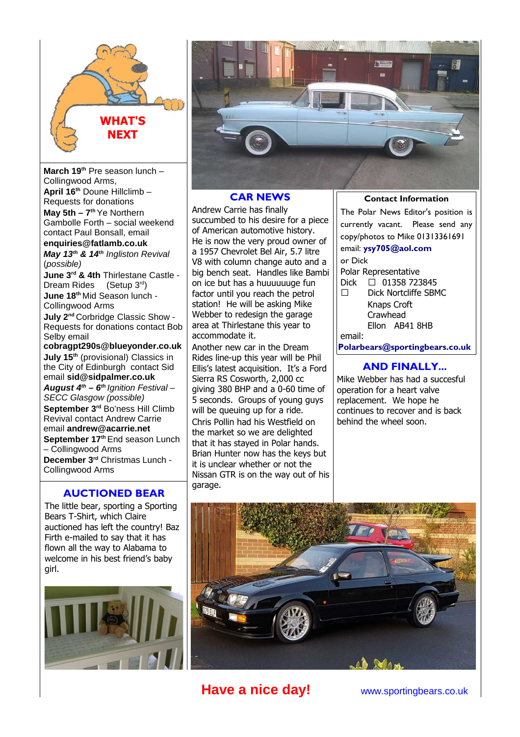# WHAT'S NEXT

**March 19th** Pre season lunch – Collingwood Arms,
**April 16th** Doune Hillclimb – Requests for donations
**May 5th – 7th** Ye Northern Gamble Forth – social weekend contact Paul Bonsall, email **enquiries@fatlamb.co.uk**
***May 13th & 14th** Ingliston Revival* (*possible*)
**June 3rd & 4th** Thirlestane Castle - Dream Rides (Setup 3rd)
**June 18th** Mid Season lunch - Collingwood Arms
**July 2nd** Corbridge Classic Show - Requests for donations contact Bob Selby email **cobragpt290s@blueyonder.co.uk**
**July 15th** (provisional) Classics in the City of Edinburgh contact Sid email **sid@sidpalmer.co.uk**
***August 4th – 6th** Ignition Festival – SECC Glasgow (possible)*
**September 3rd** Bo'ness Hill Climb Revival contact Andrew Carrie email **andrew@acarrie.net**
**September 17th** End season Lunch – Collingwood Arms
**December 3rd** Christmas Lunch - Collingwood Arms

## AUCTIONED BEAR

The little bear, sporting a Sporting Bears T-Shirt, which Claire auctioned has left the country! Baz Firth e-mailed to say that it has flown all the way to Alabama to welcome in his best friend's baby girl.

## CAR NEWS

Andrew Carrie has finally succumbed to his desire for a piece of American automotive history. He is now the very proud owner of a 1957 Chevrolet Bel Air, 5.7 litre V8 with column change auto and a big bench seat. Handles like Bambi on ice but has a huuuuuuge fun factor until you reach the petrol station! He will be asking Mike Webber to redesign the garage area at Thirlestane this year to accommodate it.

Another new car in the Dream Rides line-up this year will be Phil Ellis's latest acquisition. It's a Ford Sierra RS Cosworth, 2,000 cc giving 380 BHP and a 0-60 time of 5 seconds. Groups of young guys will be queuing up for a ride.

Chris Pollin had his Westfield on the market so we are delighted that it has stayed in Polar hands. Brian Hunter now has the keys but it is unclear whether or not the Nissan GTR is on the way out of his garage.

### Contact Information

The Polar News Editor's position is currently vacant. Please send any copy/photos to Mike 01313361691
email: **ysy705@aol.com**
or Dick
Polar Representative
Dick ☐ 01358 723845
☐ Dick Nortcliffe SBMC
Knaps Croft
Crawhead
Ellon AB41 8HB
email:
**Polarbears@sportingbears.co.uk**

## AND FINALLY...

Mike Webber has had a succesful operation for a heart valve replacement. We hope he continues to recover and is back behind the wheel soon.

**Have a nice day!**

www.sportingbears.co.uk